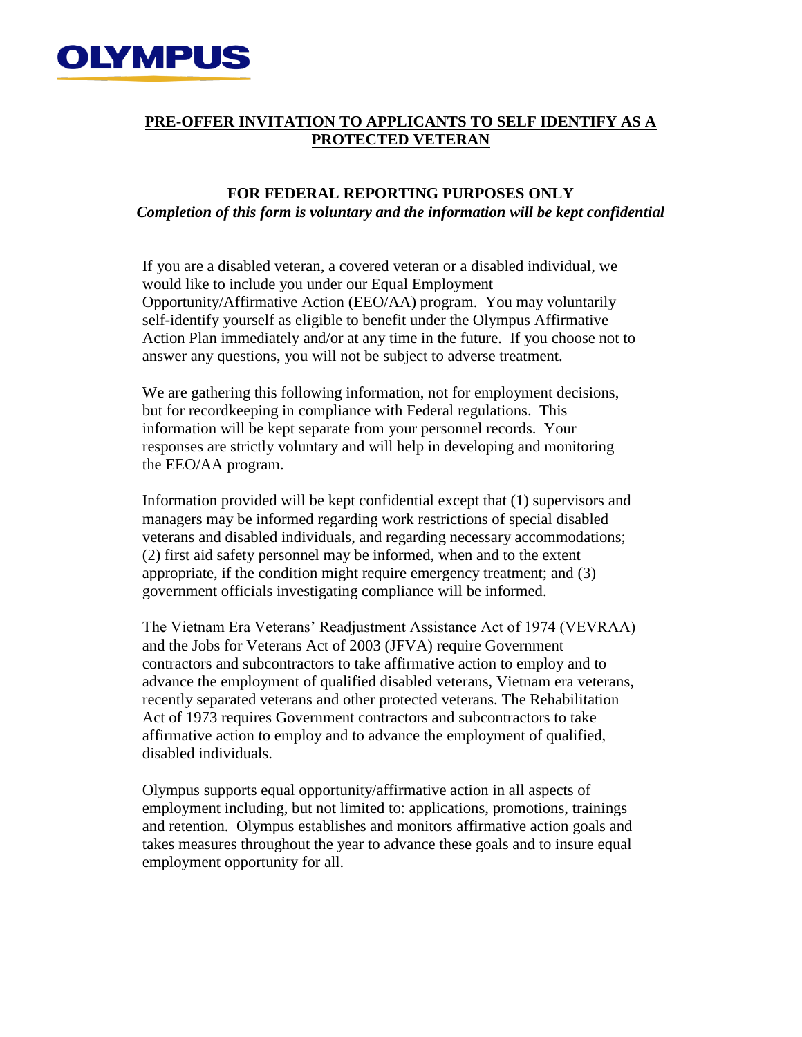OLYMPUS

# PRE-OFFER INVITATION TO APPLICANTS TO SELF IDENTIFY AS A PROTECTED VETERAN

## FOR FEDERAL REPORTING PURPOSES ONLY

*Completion of this form is voluntary and the information will be kept confidential*

If you are a disabled veteran, a covered veteran or a disabled individual, we would like to include you under our Equal Employment Opportunity/Affirmative Action (EEO/AA) program. You may voluntarily self-identify yourself as eligible to benefit under the Olympus Affirmative Action Plan immediately and/or at any time in the future. If you choose not to answer any questions, you will not be subject to adverse treatment.

We are gathering this following information, not for employment decisions, but for recordkeeping in compliance with Federal regulations. This information will be kept separate from your personnel records. Your responses are strictly voluntary and will help in developing and monitoring the EEO/AA program.

Information provided will be kept confidential except that (1) supervisors and managers may be informed regarding work restrictions of special disabled veterans and disabled individuals, and regarding necessary accommodations; (2) first aid safety personnel may be informed, when and to the extent appropriate, if the condition might require emergency treatment; and (3) government officials investigating compliance will be informed.

The Vietnam Era Veterans' Readjustment Assistance Act of 1974 (VEVRAA) and the Jobs for Veterans Act of 2003 (JFVA) require Government contractors and subcontractors to take affirmative action to employ and to advance the employment of qualified disabled veterans, Vietnam era veterans, recently separated veterans and other protected veterans. The Rehabilitation Act of 1973 requires Government contractors and subcontractors to take affirmative action to employ and to advance the employment of qualified, disabled individuals.

Olympus supports equal opportunity/affirmative action in all aspects of employment including, but not limited to: applications, promotions, trainings and retention. Olympus establishes and monitors affirmative action goals and takes measures throughout the year to advance these goals and to insure equal employment opportunity for all.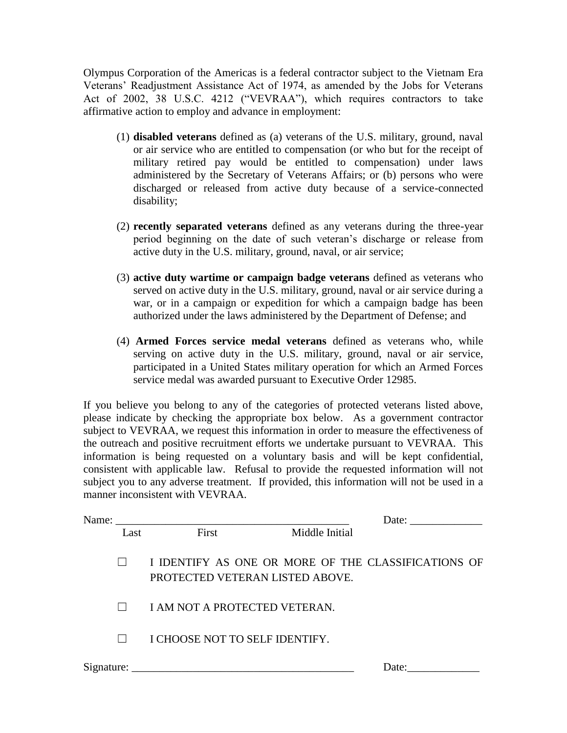Olympus Corporation of the Americas is a federal contractor subject to the Vietnam Era Veterans' Readjustment Assistance Act of 1974, as amended by the Jobs for Veterans Act of 2002, 38 U.S.C. 4212 ("VEVRAA"), which requires contractors to take affirmative action to employ and advance in employment:

(1) **disabled veterans** defined as (a) veterans of the U.S. military, ground, naval or air service who are entitled to compensation (or who but for the receipt of military retired pay would be entitled to compensation) under laws administered by the Secretary of Veterans Affairs; or (b) persons who were discharged or released from active duty because of a service-connected disability;

(2) **recently separated veterans** defined as any veterans during the three-year period beginning on the date of such veteran's discharge or release from active duty in the U.S. military, ground, naval, or air service;

(3) **active duty wartime or campaign badge veterans** defined as veterans who served on active duty in the U.S. military, ground, naval or air service during a war, or in a campaign or expedition for which a campaign badge has been authorized under the laws administered by the Department of Defense; and

(4) **Armed Forces service medal veterans** defined as veterans who, while serving on active duty in the U.S. military, ground, naval or air service, participated in a United States military operation for which an Armed Forces service medal was awarded pursuant to Executive Order 12985.

If you believe you belong to any of the categories of protected veterans listed above, please indicate by checking the appropriate box below. As a government contractor subject to VEVRAA, we request this information in order to measure the effectiveness of the outreach and positive recruitment efforts we undertake pursuant to VEVRAA. This information is being requested on a voluntary basis and will be kept confidential, consistent with applicable law. Refusal to provide the requested information will not subject you to any adverse treatment. If provided, this information will not be used in a manner inconsistent with VEVRAA.

Name: __________________________________________ Date: _____________

Last First Middle Initial

☐ I IDENTIFY AS ONE OR MORE OF THE CLASSIFICATIONS OF PROTECTED VETERAN LISTED ABOVE.

☐ I AM NOT A PROTECTED VETERAN.

☐ I CHOOSE NOT TO SELF IDENTIFY.

Signature: ________________________________________ Date:_____________